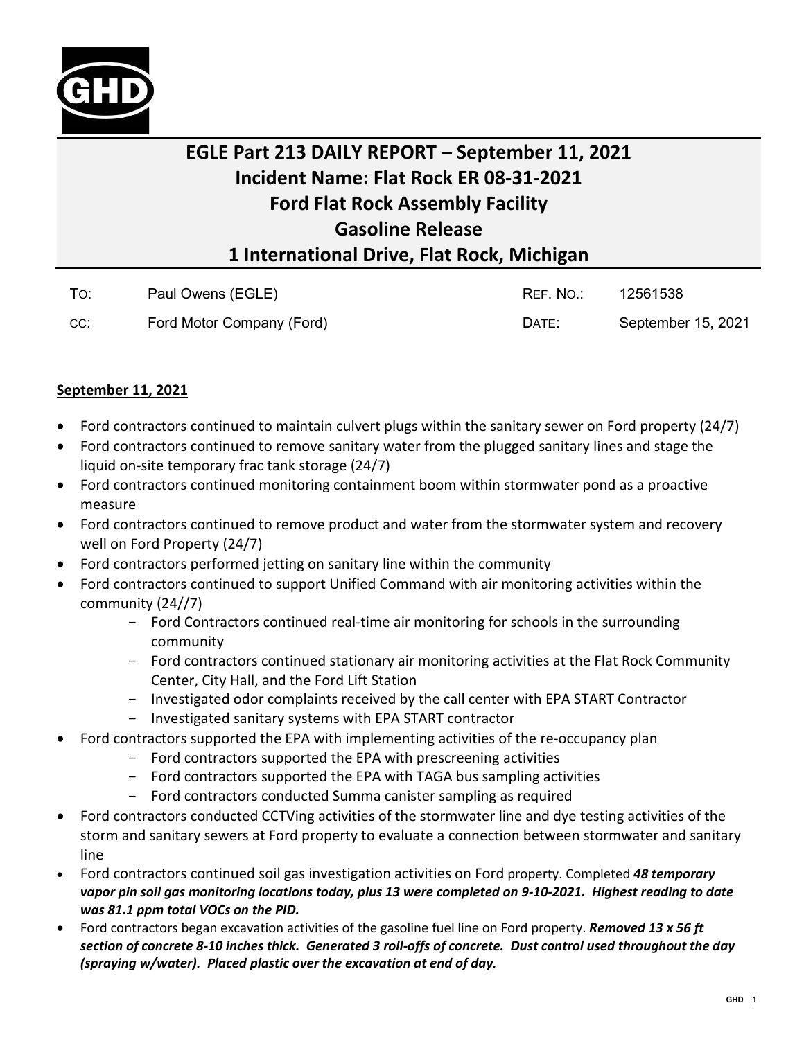# EGLE Part 213 DAILY REPORT – September 11, 2021
# Incident Name: Flat Rock ER 08-31-2021
# Ford Flat Rock Assembly Facility
# Gasoline Release
# 1 International Drive, Flat Rock, Michigan

| | | | |
|---|---|---|---|
| To: | Paul Owens (EGLE) | Ref. No.: | 12561538 |
| cc: | Ford Motor Company (Ford) | Date: | September 15, 2021 |

## **September 11, 2021**

- Ford contractors continued to maintain culvert plugs within the sanitary sewer on Ford property (24/7)
- Ford contractors continued to remove sanitary water from the plugged sanitary lines and stage the liquid on-site temporary frac tank storage (24/7)
- Ford contractors continued monitoring containment boom within stormwater pond as a proactive measure
- Ford contractors continued to remove product and water from the stormwater system and recovery well on Ford Property (24/7)
- Ford contractors performed jetting on sanitary line within the community
- Ford contractors continued to support Unified Command with air monitoring activities within the community (24//7)
  - Ford Contractors continued real-time air monitoring for schools in the surrounding community
  - Ford contractors continued stationary air monitoring activities at the Flat Rock Community Center, City Hall, and the Ford Lift Station
  - Investigated odor complaints received by the call center with EPA START Contractor
  - Investigated sanitary systems with EPA START contractor
- Ford contractors supported the EPA with implementing activities of the re-occupancy plan
  - Ford contractors supported the EPA with prescreening activities
  - Ford contractors supported the EPA with TAGA bus sampling activities
  - Ford contractors conducted Summa canister sampling as required
- Ford contractors conducted CCTVing activities of the stormwater line and dye testing activities of the storm and sanitary sewers at Ford property to evaluate a connection between stormwater and sanitary line
- Ford contractors continued soil gas investigation activities on Ford property. Completed ***48 temporary vapor pin soil gas monitoring locations today, plus 13 were completed on 9-10-2021. Highest reading to date was 81.1 ppm total VOCs on the PID.***
- Ford contractors began excavation activities of the gasoline fuel line on Ford property. ***Removed 13 x 56 ft section of concrete 8-10 inches thick. Generated 3 roll-offs of concrete. Dust control used throughout the day (spraying w/water). Placed plastic over the excavation at end of day.***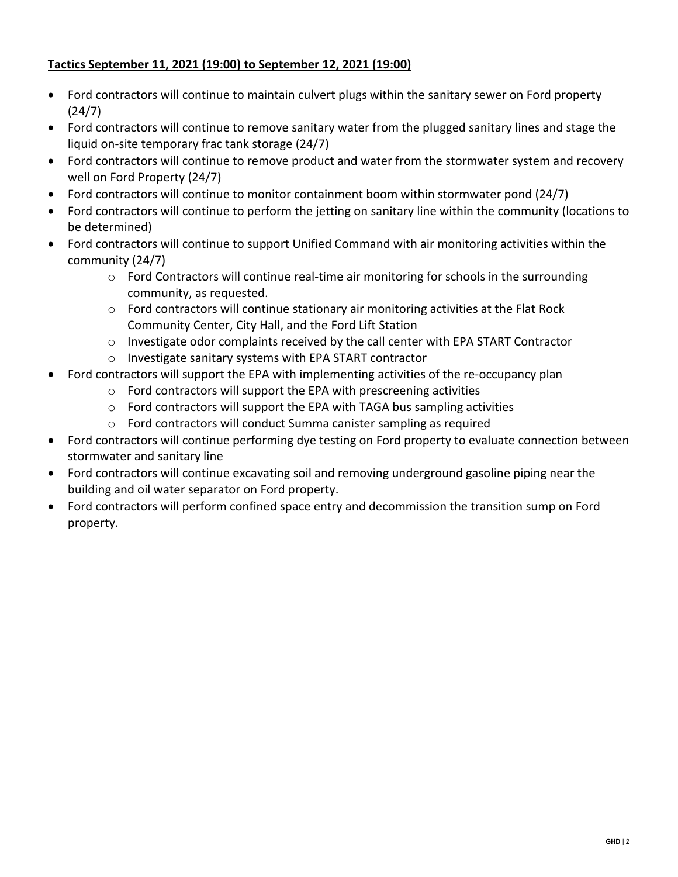**Tactics September 11, 2021 (19:00) to September 12, 2021 (19:00)**

- Ford contractors will continue to maintain culvert plugs within the sanitary sewer on Ford property (24/7)
- Ford contractors will continue to remove sanitary water from the plugged sanitary lines and stage the liquid on-site temporary frac tank storage (24/7)
- Ford contractors will continue to remove product and water from the stormwater system and recovery well on Ford Property (24/7)
- Ford contractors will continue to monitor containment boom within stormwater pond (24/7)
- Ford contractors will continue to perform the jetting on sanitary line within the community (locations to be determined)
- Ford contractors will continue to support Unified Command with air monitoring activities within the community (24/7)
  - Ford Contractors will continue real-time air monitoring for schools in the surrounding community, as requested.
  - Ford contractors will continue stationary air monitoring activities at the Flat Rock Community Center, City Hall, and the Ford Lift Station
  - Investigate odor complaints received by the call center with EPA START Contractor
  - Investigate sanitary systems with EPA START contractor
- Ford contractors will support the EPA with implementing activities of the re-occupancy plan
  - Ford contractors will support the EPA with prescreening activities
  - Ford contractors will support the EPA with TAGA bus sampling activities
  - Ford contractors will conduct Summa canister sampling as required
- Ford contractors will continue performing dye testing on Ford property to evaluate connection between stormwater and sanitary line
- Ford contractors will continue excavating soil and removing underground gasoline piping near the building and oil water separator on Ford property.
- Ford contractors will perform confined space entry and decommission the transition sump on Ford property.